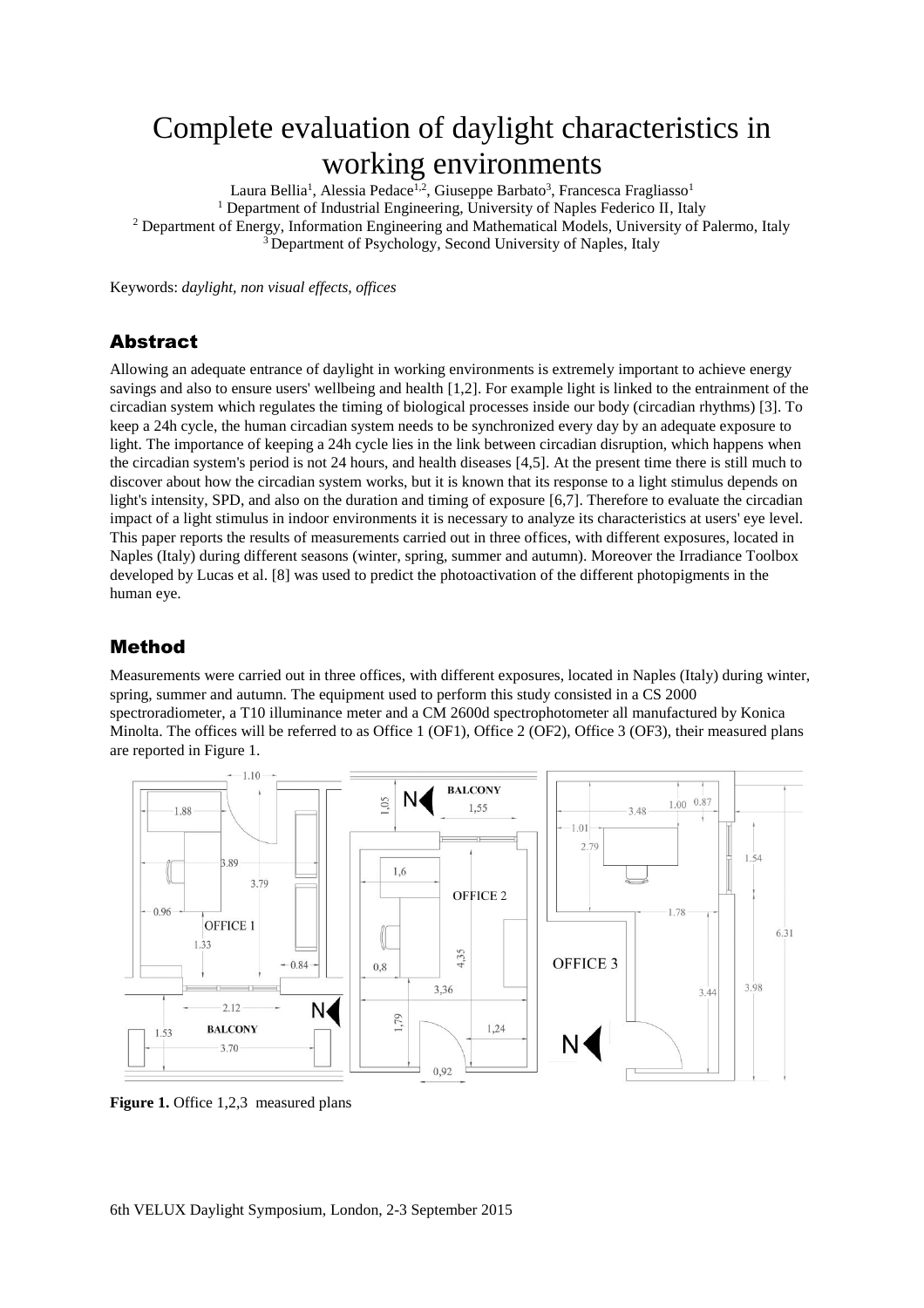# Complete evaluation of daylight characteristics in working environments

Laura Bellia[1], Alessia Pedace[1,2], Giuseppe Barbato[3], Francesca Fragliasso[1]

[1] Department of Industrial Engineering, University of Naples Federico II, Italy

[2] Department of Energy, Information Engineering and Mathematical Models, University of Palermo, Italy

[3] Department of Psychology, Second University of Naples, Italy

Keywords: *daylight, non visual effects, offices*

## Abstract

Allowing an adequate entrance of daylight in working environments is extremely important to achieve energy savings and also to ensure users' wellbeing and health [1,2]. For example light is linked to the entrainment of the circadian system which regulates the timing of biological processes inside our body (circadian rhythms) [3]. To keep a 24h cycle, the human circadian system needs to be synchronized every day by an adequate exposure to light. The importance of keeping a 24h cycle lies in the link between circadian disruption, which happens when the circadian system's period is not 24 hours, and health diseases [4,5]. At the present time there is still much to discover about how the circadian system works, but it is known that its response to a light stimulus depends on light's intensity, SPD, and also on the duration and timing of exposure [6,7]. Therefore to evaluate the circadian impact of a light stimulus in indoor environments it is necessary to analyze its characteristics at users' eye level. This paper reports the results of measurements carried out in three offices, with different exposures, located in Naples (Italy) during different seasons (winter, spring, summer and autumn). Moreover the Irradiance Toolbox developed by Lucas et al. [8] was used to predict the photoactivation of the different photopigments in the human eye.

## Method

Measurements were carried out in three offices, with different exposures, located in Naples (Italy) during winter, spring, summer and autumn. The equipment used to perform this study consisted in a CS 2000 spectroradiometer, a T10 illuminance meter and a CM 2600d spectrophotometer all manufactured by Konica Minolta. The offices will be referred to as Office 1 (OF1), Office 2 (OF2), Office 3 (OF3), their measured plans are reported in Figure 1.

**Figure 1.** Office 1,2,3 measured plans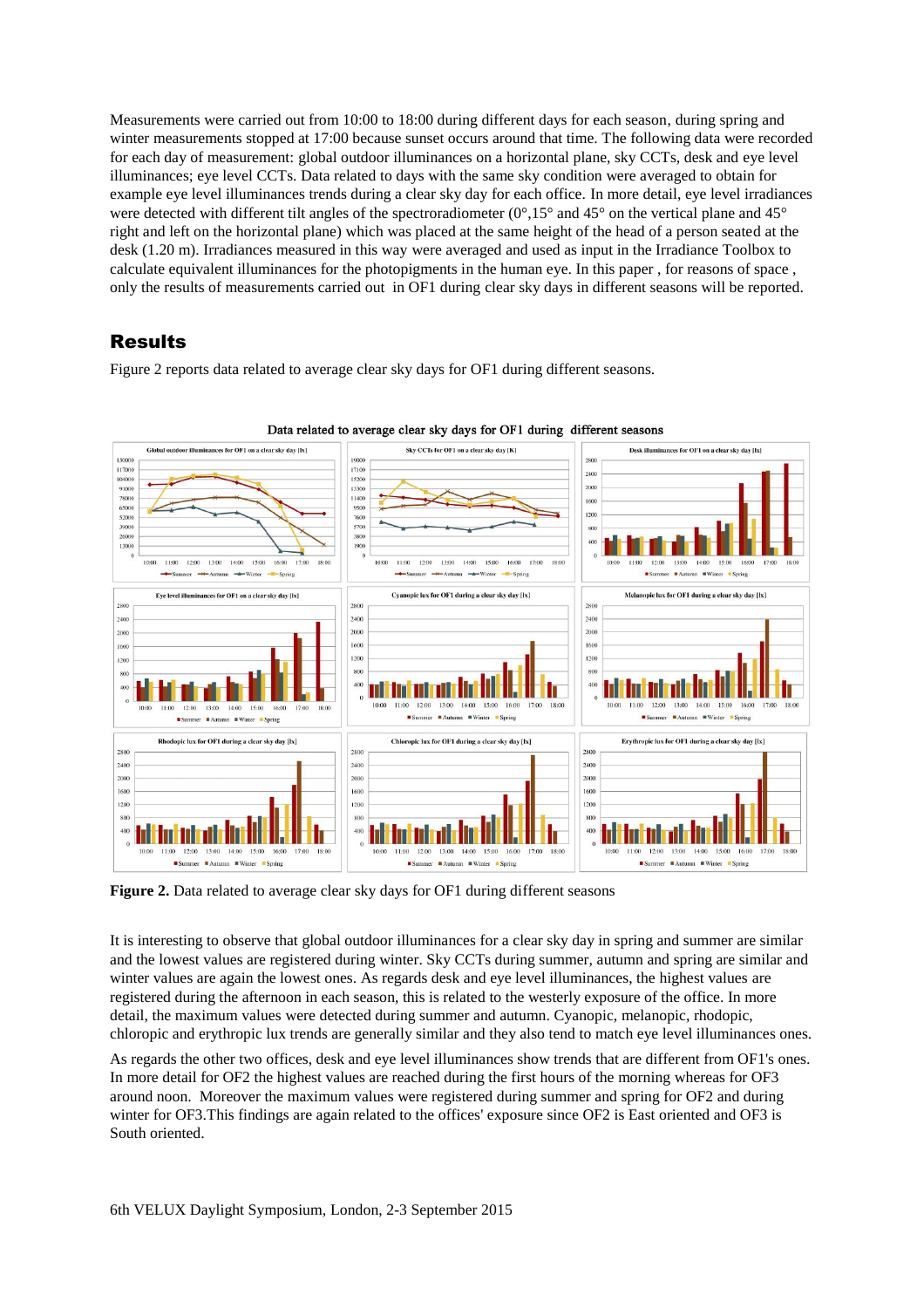Measurements were carried out from 10:00 to 18:00 during different days for each season, during spring and winter measurements stopped at 17:00 because sunset occurs around that time. The following data were recorded for each day of measurement: global outdoor illuminances on a horizontal plane, sky CCTs, desk and eye level illuminances; eye level CCTs. Data related to days with the same sky condition were averaged to obtain for example eye level illuminances trends during a clear sky day for each office. In more detail, eye level irradiances were detected with different tilt angles of the spectroradiometer (0°,15° and 45° on the vertical plane and 45° right and left on the horizontal plane) which was placed at the same height of the head of a person seated at the desk (1.20 m). Irradiances measured in this way were averaged and used as input in the Irradiance Toolbox to calculate equivalent illuminances for the photopigments in the human eye. In this paper , for reasons of space , only the results of measurements carried out in OF1 during clear sky days in different seasons will be reported.

## Results

Figure 2 reports data related to average clear sky days for OF1 during different seasons.

**Figure 2.** Data related to average clear sky days for OF1 during different seasons

It is interesting to observe that global outdoor illuminances for a clear sky day in spring and summer are similar and the lowest values are registered during winter. Sky CCTs during summer, autumn and spring are similar and winter values are again the lowest ones. As regards desk and eye level illuminances, the highest values are registered during the afternoon in each season, this is related to the westerly exposure of the office. In more detail, the maximum values were detected during summer and autumn. Cyanopic, melanopic, rhodopic, chloropic and erythropic lux trends are generally similar and they also tend to match eye level illuminances ones.

As regards the other two offices, desk and eye level illuminances show trends that are different from OF1's ones. In more detail for OF2 the highest values are reached during the first hours of the morning whereas for OF3 around noon. Moreover the maximum values were registered during summer and spring for OF2 and during winter for OF3.This findings are again related to the offices' exposure since OF2 is East oriented and OF3 is South oriented.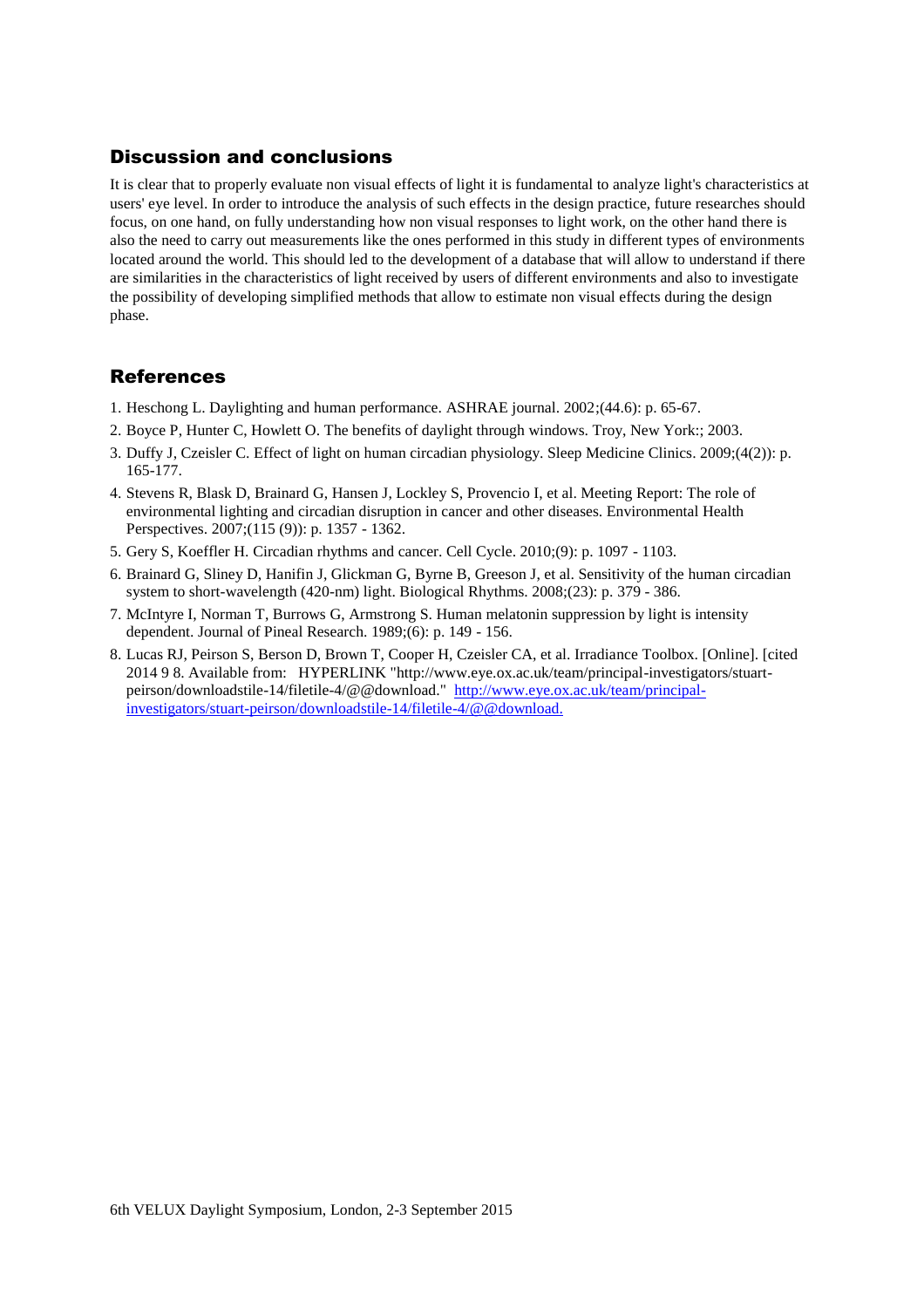## Discussion and conclusions

It is clear that to properly evaluate non visual effects of light it is fundamental to analyze light's characteristics at users' eye level. In order to introduce the analysis of such effects in the design practice, future researches should focus, on one hand, on fully understanding how non visual responses to light work, on the other hand there is also the need to carry out measurements like the ones performed in this study in different types of environments located around the world. This should led to the development of a database that will allow to understand if there are similarities in the characteristics of light received by users of different environments and also to investigate the possibility of developing simplified methods that allow to estimate non visual effects during the design phase.

## References

1. Heschong L. Daylighting and human performance. ASHRAE journal. 2002;(44.6): p. 65-67.
2. Boyce P, Hunter C, Howlett O. The benefits of daylight through windows. Troy, New York:; 2003.
3. Duffy J, Czeisler C. Effect of light on human circadian physiology. Sleep Medicine Clinics. 2009;(4(2)): p. 165-177.
4. Stevens R, Blask D, Brainard G, Hansen J, Lockley S, Provencio I, et al. Meeting Report: The role of environmental lighting and circadian disruption in cancer and other diseases. Environmental Health Perspectives. 2007;(115 (9)): p. 1357 - 1362.
5. Gery S, Koeffler H. Circadian rhythms and cancer. Cell Cycle. 2010;(9): p. 1097 - 1103.
6. Brainard G, Sliney D, Hanifin J, Glickman G, Byrne B, Greeson J, et al. Sensitivity of the human circadian system to short-wavelength (420-nm) light. Biological Rhythms. 2008;(23): p. 379 - 386.
7. McIntyre I, Norman T, Burrows G, Armstrong S. Human melatonin suppression by light is intensity dependent. Journal of Pineal Research. 1989;(6): p. 149 - 156.
8. Lucas RJ, Peirson S, Berson D, Brown T, Cooper H, Czeisler CA, et al. Irradiance Toolbox. [Online]. [cited 2014 9 8. Available from: HYPERLINK "http://www.eye.ox.ac.uk/team/principal-investigators/stuart-peirson/downloadstile-14/filetile-4/@@download." http://www.eye.ox.ac.uk/team/principal-investigators/stuart-peirson/downloadstile-14/filetile-4/@@download.